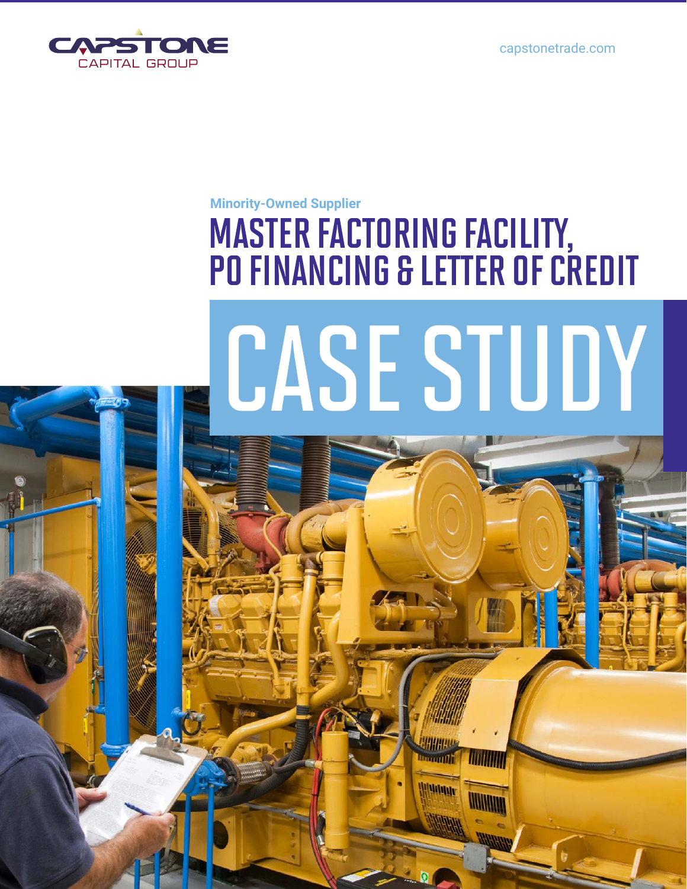CAPSTONE CAPITAL GROUP

capstonetrade.com

Minority-Owned Supplier

# MASTER FACTORING FACILITY, PO FINANCING & LETTER OF CREDIT

# CASE STUDY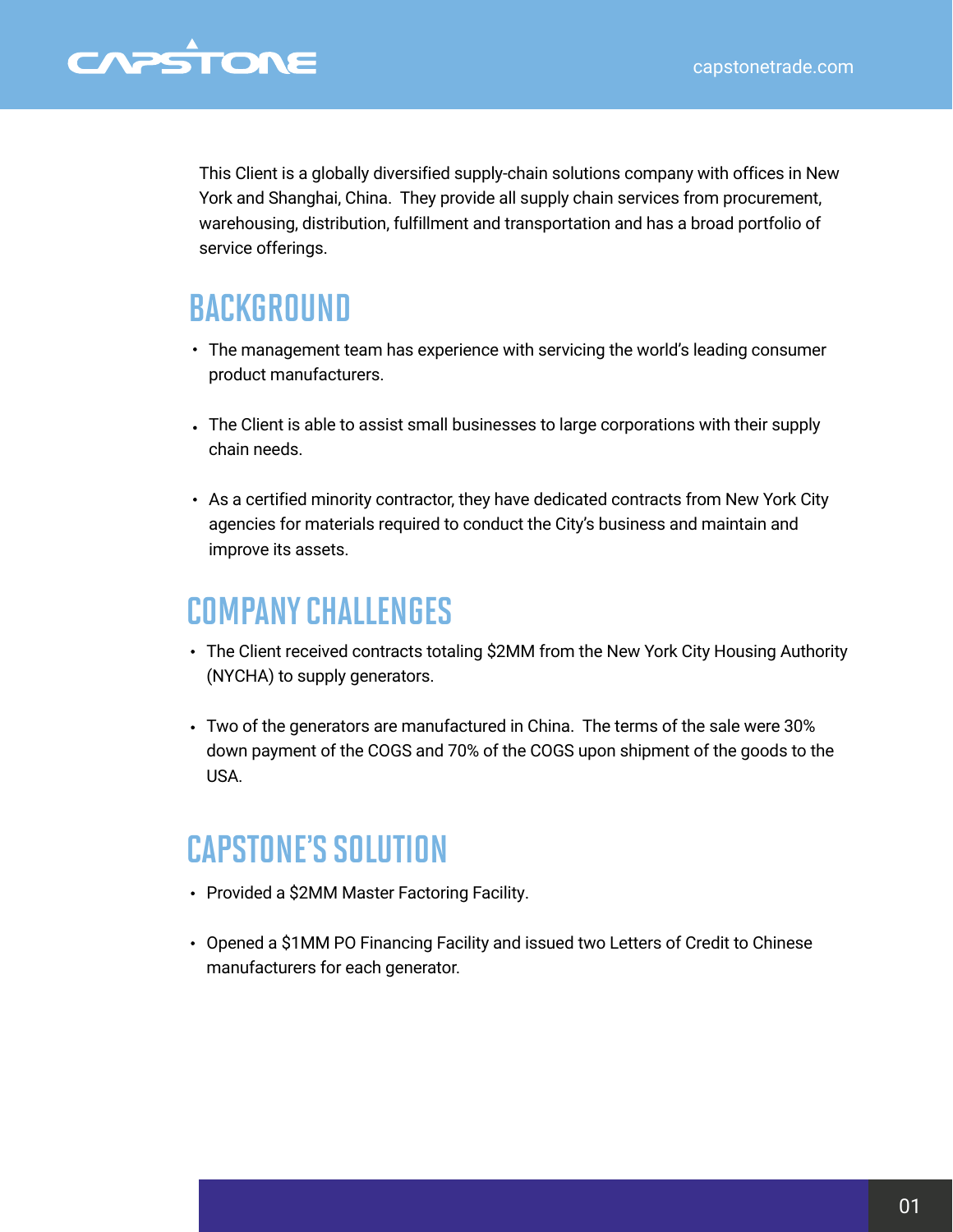This Client is a globally diversified supply-chain solutions company with offices in New York and Shanghai, China. They provide all supply chain services from procurement, warehousing, distribution, fulfillment and transportation and has a broad portfolio of service offerings.

## BACKGROUND

- The management team has experience with servicing the world's leading consumer product manufacturers.
- The Client is able to assist small businesses to large corporations with their supply chain needs.
- As a certified minority contractor, they have dedicated contracts from New York City agencies for materials required to conduct the City's business and maintain and improve its assets.

## COMPANY CHALLENGES

- The Client received contracts totaling $2MM from the New York City Housing Authority (NYCHA) to supply generators.
- Two of the generators are manufactured in China. The terms of the sale were 30% down payment of the COGS and 70% of the COGS upon shipment of the goods to the USA.

## CAPSTONE'S SOLUTION

- Provided a $2MM Master Factoring Facility.
- Opened a $1MM PO Financing Facility and issued two Letters of Credit to Chinese manufacturers for each generator.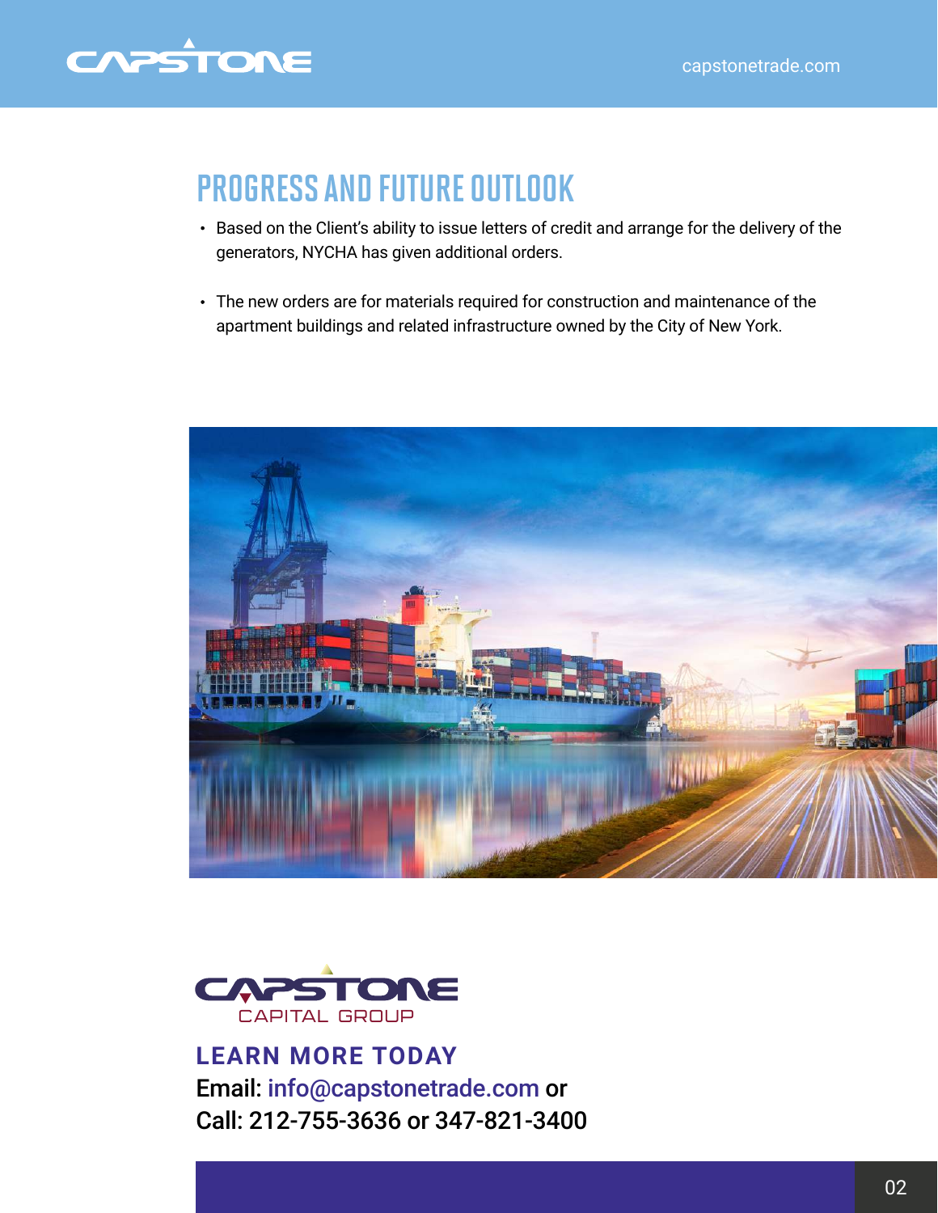## PROGRESS AND FUTURE OUTLOOK

- Based on the Client's ability to issue letters of credit and arrange for the delivery of the generators, NYCHA has given additional orders.
- The new orders are for materials required for construction and maintenance of the apartment buildings and related infrastructure owned by the City of New York.

CAPSTONE CAPITAL GROUP

**LEARN MORE TODAY**

Email: info@capstonetrade.com or
Call: 212-755-3636 or 347-821-3400